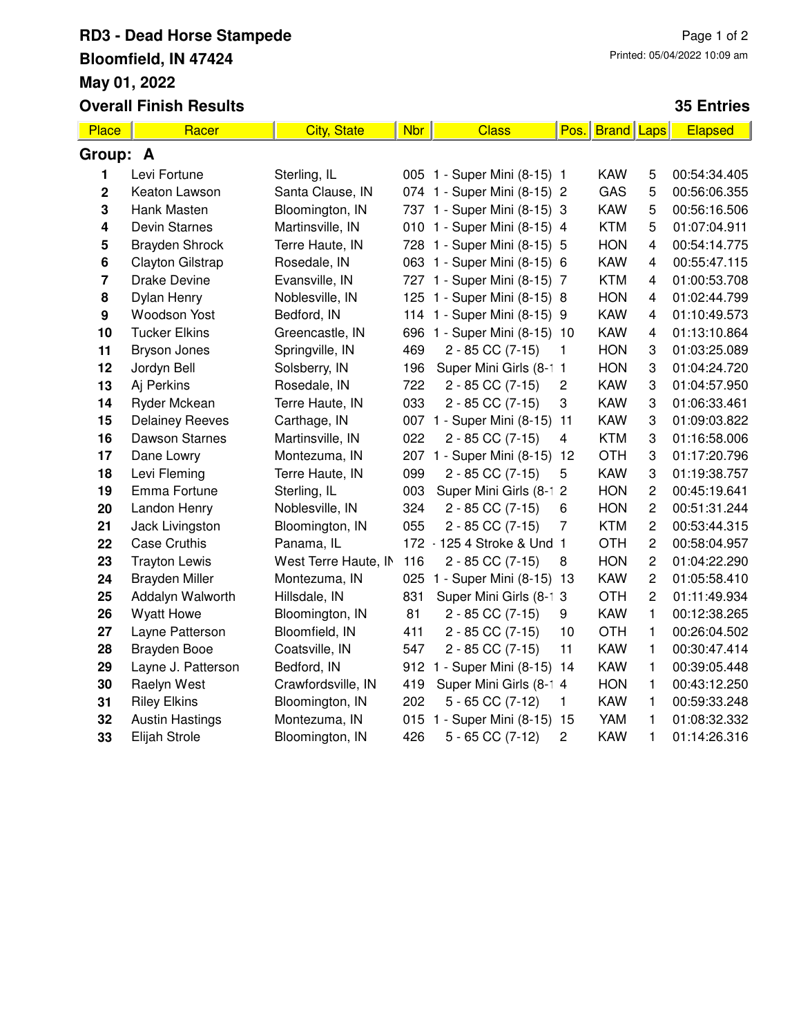# RD3 - Dead Horse Stampede

**Bloomfield, IN 47424**

**May 01, 2022**

**Overall Finish Results**

Printed: 05/04/2022 10:09 am

**35 Entries**

## Group: A

| Place | Racer | City, State | Nbr | Class | Pos. | Brand | Laps | Elapsed |
|---|---|---|---|---|---|---|---|---|
| 1 | Levi Fortune | Sterling, IL | 005 | 1 - Super Mini (8-15) | 1 | KAW | 5 | 00:54:34.405 |
| 2 | Keaton Lawson | Santa Clause, IN | 074 | 1 - Super Mini (8-15) | 2 | GAS | 5 | 00:56:06.355 |
| 3 | Hank Masten | Bloomington, IN | 737 | 1 - Super Mini (8-15) | 3 | KAW | 5 | 00:56:16.506 |
| 4 | Devin Starnes | Martinsville, IN | 010 | 1 - Super Mini (8-15) | 4 | KTM | 5 | 01:07:04.911 |
| 5 | Brayden Shrock | Terre Haute, IN | 728 | 1 - Super Mini (8-15) | 5 | HON | 4 | 00:54:14.775 |
| 6 | Clayton Gilstrap | Rosedale, IN | 063 | 1 - Super Mini (8-15) | 6 | KAW | 4 | 00:55:47.115 |
| 7 | Drake Devine | Evansville, IN | 727 | 1 - Super Mini (8-15) | 7 | KTM | 4 | 01:00:53.708 |
| 8 | Dylan Henry | Noblesville, IN | 125 | 1 - Super Mini (8-15) | 8 | HON | 4 | 01:02:44.799 |
| 9 | Woodson Yost | Bedford, IN | 114 | 1 - Super Mini (8-15) | 9 | KAW | 4 | 01:10:49.573 |
| 10 | Tucker Elkins | Greencastle, IN | 696 | 1 - Super Mini (8-15) | 10 | KAW | 4 | 01:13:10.864 |
| 11 | Bryson Jones | Springville, IN | 469 | 2 - 85 CC (7-15) | 1 | HON | 3 | 01:03:25.089 |
| 12 | Jordyn Bell | Solsberry, IN | 196 | Super Mini Girls (8-1 | 1 | HON | 3 | 01:04:24.720 |
| 13 | Aj Perkins | Rosedale, IN | 722 | 2 - 85 CC (7-15) | 2 | KAW | 3 | 01:04:57.950 |
| 14 | Ryder Mckean | Terre Haute, IN | 033 | 2 - 85 CC (7-15) | 3 | KAW | 3 | 01:06:33.461 |
| 15 | Delainey Reeves | Carthage, IN | 007 | 1 - Super Mini (8-15) | 11 | KAW | 3 | 01:09:03.822 |
| 16 | Dawson Starnes | Martinsville, IN | 022 | 2 - 85 CC (7-15) | 4 | KTM | 3 | 01:16:58.006 |
| 17 | Dane Lowry | Montezuma, IN | 207 | 1 - Super Mini (8-15) | 12 | OTH | 3 | 01:17:20.796 |
| 18 | Levi Fleming | Terre Haute, IN | 099 | 2 - 85 CC (7-15) | 5 | KAW | 3 | 01:19:38.757 |
| 19 | Emma Fortune | Sterling, IL | 003 | Super Mini Girls (8-1 | 2 | HON | 2 | 00:45:19.641 |
| 20 | Landon Henry | Noblesville, IN | 324 | 2 - 85 CC (7-15) | 6 | HON | 2 | 00:51:31.244 |
| 21 | Jack Livingston | Bloomington, IN | 055 | 2 - 85 CC (7-15) | 7 | KTM | 2 | 00:53:44.315 |
| 22 | Case Cruthis | Panama, IL | 172 | - 125 4 Stroke & Und | 1 | OTH | 2 | 00:58:04.957 |
| 23 | Trayton Lewis | West Terre Haute, IN | 116 | 2 - 85 CC (7-15) | 8 | HON | 2 | 01:04:22.290 |
| 24 | Brayden Miller | Montezuma, IN | 025 | 1 - Super Mini (8-15) | 13 | KAW | 2 | 01:05:58.410 |
| 25 | Addalyn Walworth | Hillsdale, IN | 831 | Super Mini Girls (8-1 | 3 | OTH | 2 | 01:11:49.934 |
| 26 | Wyatt Howe | Bloomington, IN | 81 | 2 - 85 CC (7-15) | 9 | KAW | 1 | 00:12:38.265 |
| 27 | Layne Patterson | Bloomfield, IN | 411 | 2 - 85 CC (7-15) | 10 | OTH | 1 | 00:26:04.502 |
| 28 | Brayden Booe | Coatsville, IN | 547 | 2 - 85 CC (7-15) | 11 | KAW | 1 | 00:30:47.414 |
| 29 | Layne J. Patterson | Bedford, IN | 912 | 1 - Super Mini (8-15) | 14 | KAW | 1 | 00:39:05.448 |
| 30 | Raelyn West | Crawfordsville, IN | 419 | Super Mini Girls (8-1 | 4 | HON | 1 | 00:43:12.250 |
| 31 | Riley Elkins | Bloomington, IN | 202 | 5 - 65 CC (7-12) | 1 | KAW | 1 | 00:59:33.248 |
| 32 | Austin Hastings | Montezuma, IN | 015 | 1 - Super Mini (8-15) | 15 | YAM | 1 | 01:08:32.332 |
| 33 | Elijah Strole | Bloomington, IN | 426 | 5 - 65 CC (7-12) | 2 | KAW | 1 | 01:14:26.316 |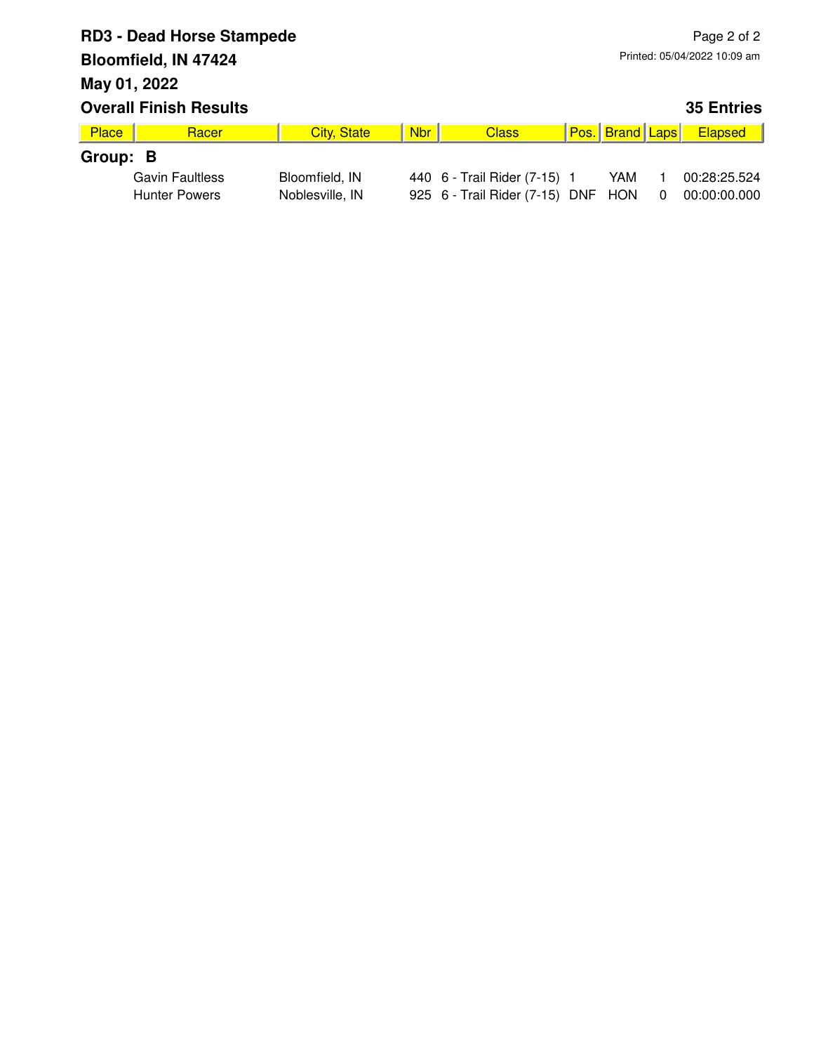# RD3 - Dead Horse Stampede

**Bloomfield, IN 47424**

**May 01, 2022**

**Overall Finish Results** — **35 Entries**

| Place | Racer | City, State | Nbr | Class | Pos. | Brand | Laps | Elapsed |
|---|---|---|---|---|---|---|---|---|
| **Group: B** | | | | | | | | |
| | Gavin Faultless | Bloomfield, IN | 440 | 6 - Trail Rider (7-15) | 1 | YAM | 1 | 00:28:25.524 |
| | Hunter Powers | Noblesville, IN | 925 | 6 - Trail Rider (7-15) | DNF | HON | 0 | 00:00:00.000 |